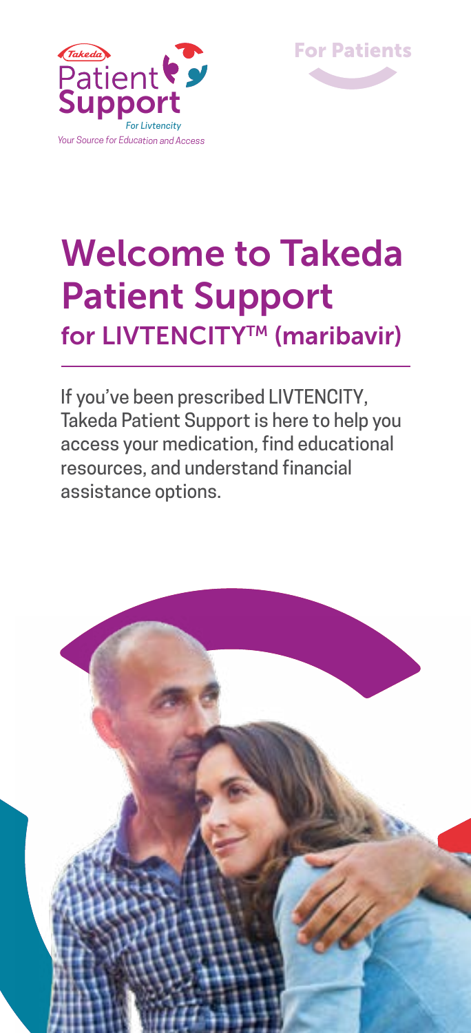Takeda Patient Support

For Livtencity

*Your Source for Education and Access*

For Patients

# Welcome to Takeda Patient Support

## for LIVTENCITY™ (maribavir)

If you've been prescribed LIVTENCITY, Takeda Patient Support is here to help you access your medication, find educational resources, and understand financial assistance options.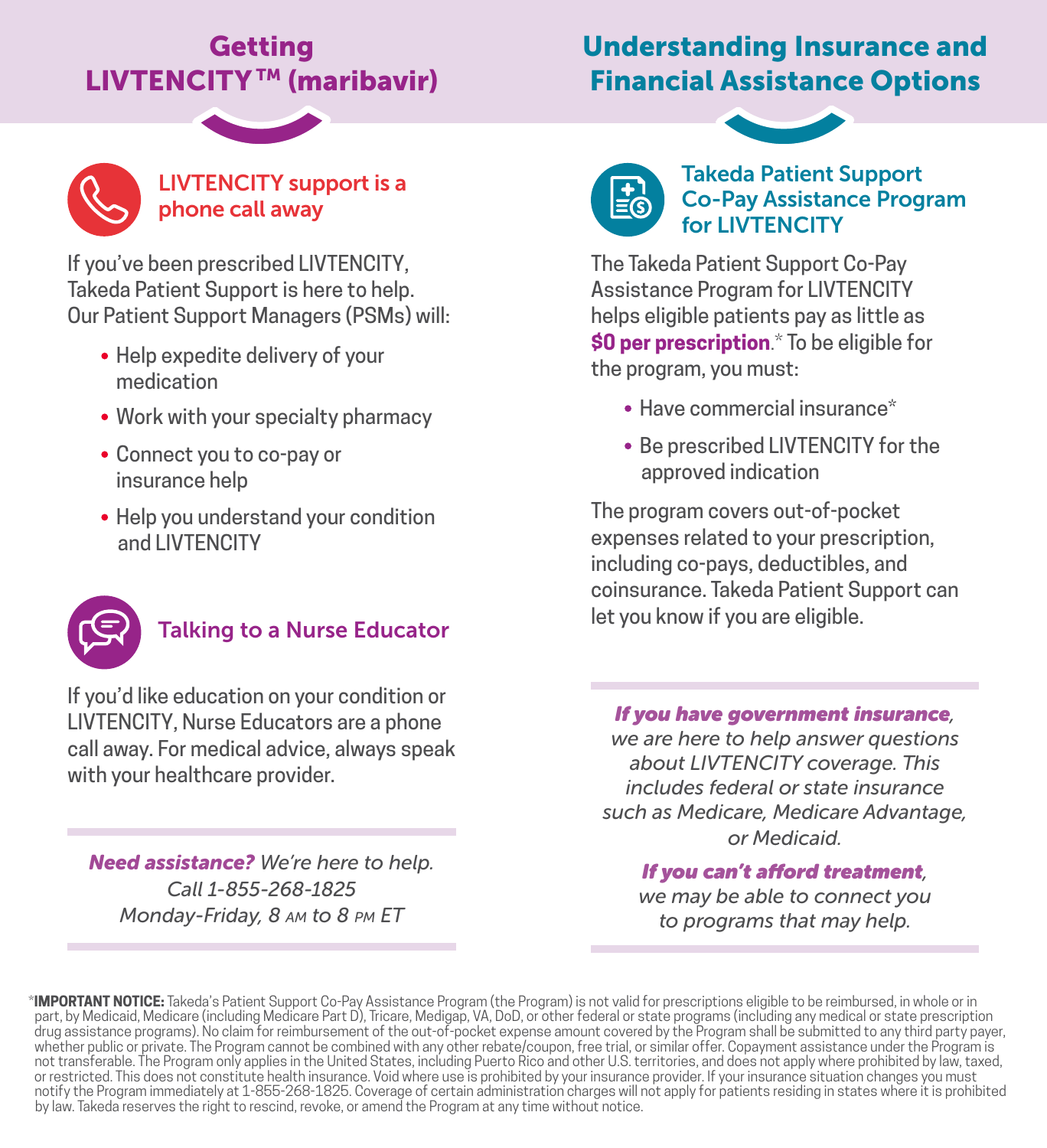## Getting LIVTENCITY™ (maribavir)

### LIVTENCITY support is a phone call away

If you've been prescribed LIVTENCITY, Takeda Patient Support is here to help. Our Patient Support Managers (PSMs) will:

- Help expedite delivery of your medication
- Work with your specialty pharmacy
- Connect you to co-pay or insurance help
- Help you understand your condition and LIVTENCITY

### Talking to a Nurse Educator

If you'd like education on your condition or LIVTENCITY, Nurse Educators are a phone call away. For medical advice, always speak with your healthcare provider.

***Need assistance?*** *We're here to help.*
*Call 1-855-268-1825*
*Monday-Friday, 8 AM to 8 PM ET*

## Understanding Insurance and Financial Assistance Options

### Takeda Patient Support Co-Pay Assistance Program for LIVTENCITY

The Takeda Patient Support Co-Pay Assistance Program for LIVTENCITY helps eligible patients pay as little as **$0 per prescription**.* To be eligible for the program, you must:

- Have commercial insurance*
- Be prescribed LIVTENCITY for the approved indication

The program covers out-of-pocket expenses related to your prescription, including co-pays, deductibles, and coinsurance. Takeda Patient Support can let you know if you are eligible.

***If you have government insurance****, we are here to help answer questions about LIVTENCITY coverage. This includes federal or state insurance such as Medicare, Medicare Advantage, or Medicaid.*

***If you can't afford treatment****, we may be able to connect you to programs that may help.*

*__IMPORTANT NOTICE:__ Takeda's Patient Support Co-Pay Assistance Program (the Program) is not valid for prescriptions eligible to be reimbursed, in whole or in part, by Medicaid, Medicare (including Medicare Part D), Tricare, Medigap, VA, DoD, or other federal or state programs (including any medical or state prescription drug assistance programs). No claim for reimbursement of the out-of-pocket expense amount covered by the Program shall be submitted to any third party payer, whether public or private. The Program cannot be combined with any other rebate/coupon, free trial, or similar offer. Copayment assistance under the Program is not transferable. The Program only applies in the United States, including Puerto Rico and other U.S. territories, and does not apply where prohibited by law, taxed, or restricted. This does not constitute health insurance. Void where use is prohibited by your insurance provider. If your insurance situation changes you must notify the Program immediately at 1-855-268-1825. Coverage of certain administration charges will not apply for patients residing in states where it is prohibited by law. Takeda reserves the right to rescind, revoke, or amend the Program at any time without notice.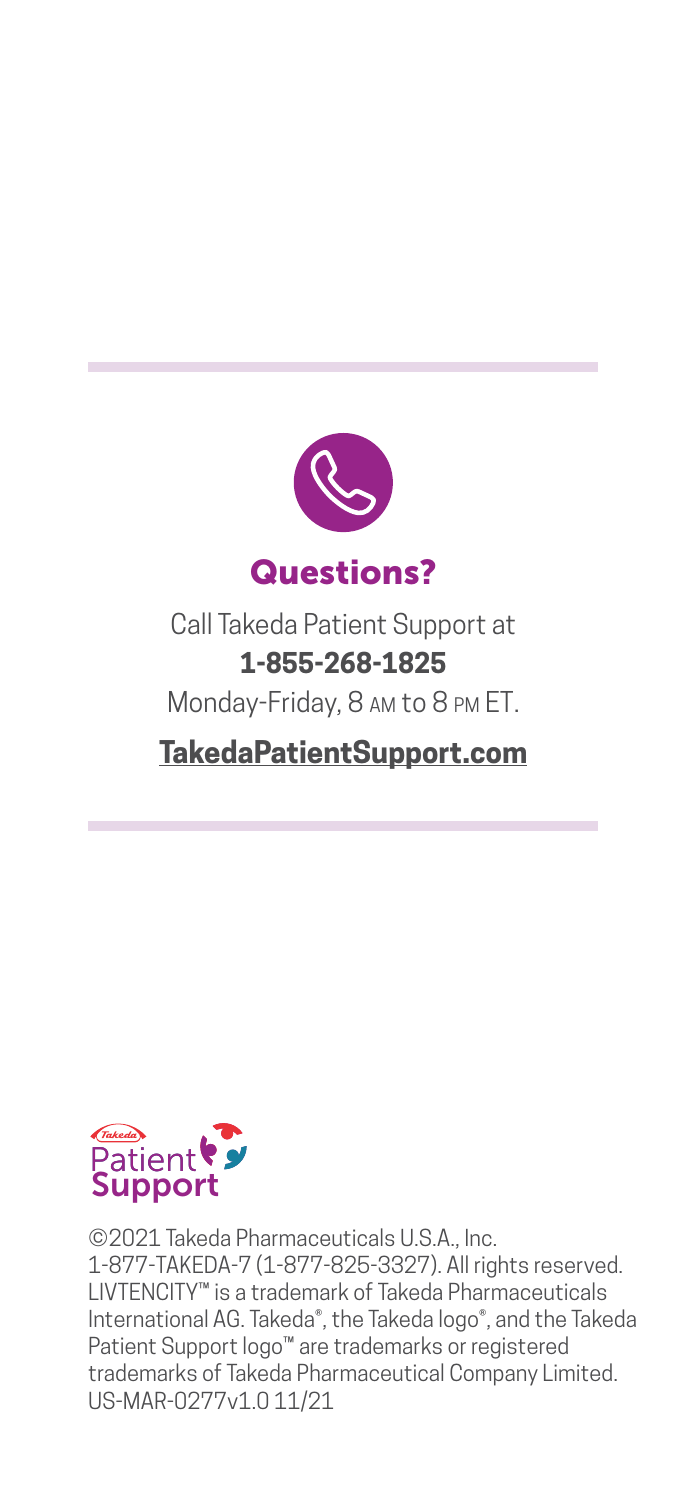## Questions?

Call Takeda Patient Support at

**1-855-268-1825**

Monday-Friday, 8 AM to 8 PM ET.

**TakedaPatientSupport.com**

Takeda Patient Support

©2021 Takeda Pharmaceuticals U.S.A., Inc.
1-877-TAKEDA-7 (1-877-825-3327). All rights reserved.
LIVTENCITY™ is a trademark of Takeda Pharmaceuticals International AG. Takeda®, the Takeda logo®, and the Takeda Patient Support logo™ are trademarks or registered trademarks of Takeda Pharmaceutical Company Limited.
US-MAR-0277v1.0 11/21